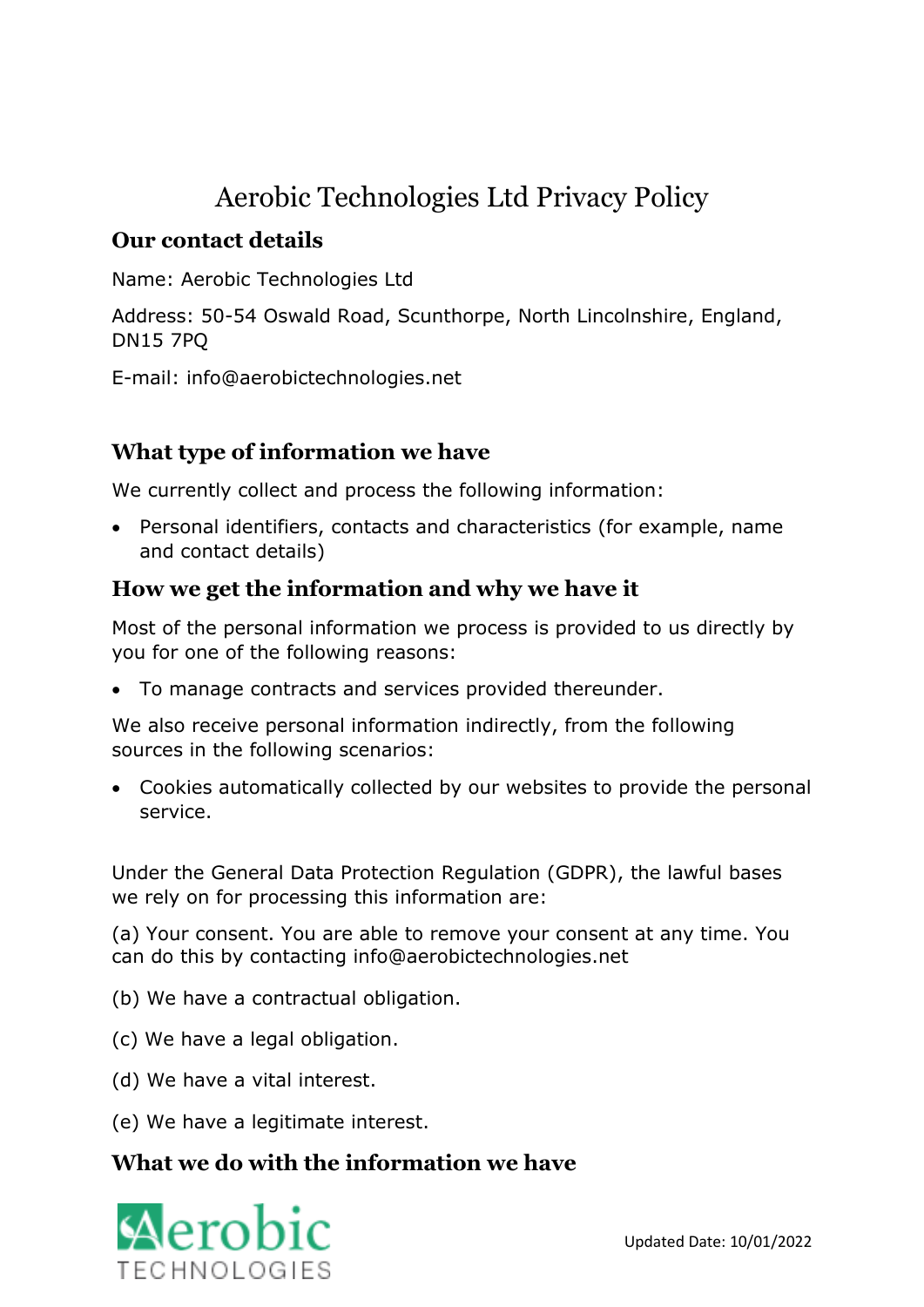# Aerobic Technologies Ltd Privacy Policy

## Our contact details

Name: Aerobic Technologies Ltd

Address: 50-54 Oswald Road, Scunthorpe, North Lincolnshire, England, DN15 7PQ

E-mail: info@aerobictechnologies.net

## What type of information we have

We currently collect and process the following information:

- Personal identifiers, contacts and characteristics (for example, name and contact details)

## How we get the information and why we have it

Most of the personal information we process is provided to us directly by you for one of the following reasons:

- To manage contracts and services provided thereunder.

We also receive personal information indirectly, from the following sources in the following scenarios:

- Cookies automatically collected by our websites to provide the personal service.

Under the General Data Protection Regulation (GDPR), the lawful bases we rely on for processing this information are:

(a) Your consent. You are able to remove your consent at any time. You can do this by contacting info@aerobictechnologies.net

(b) We have a contractual obligation.

(c) We have a legal obligation.

(d) We have a vital interest.

(e) We have a legitimate interest.

## What we do with the information we have

Updated Date: 10/01/2022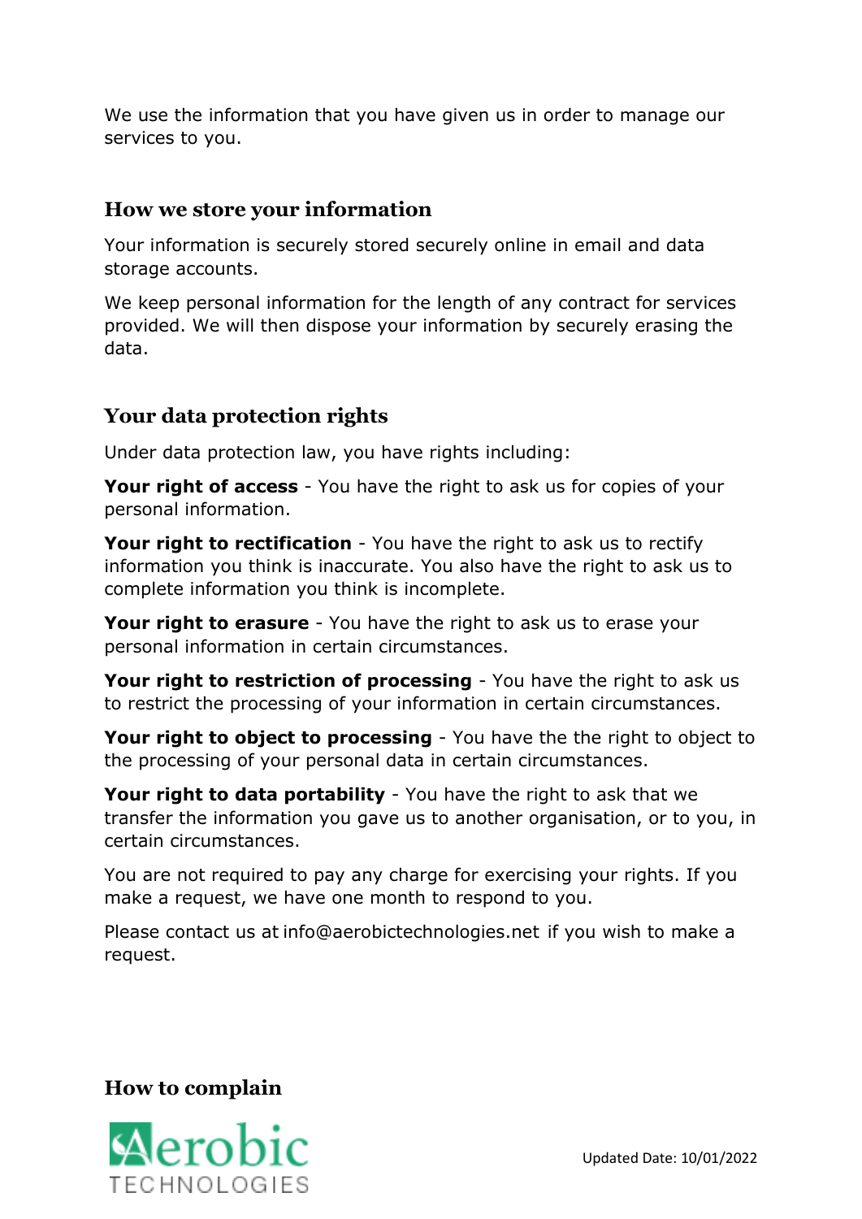We use the information that you have given us in order to manage our services to you.

## How we store your information

Your information is securely stored securely online in email and data storage accounts.

We keep personal information for the length of any contract for services provided. We will then dispose your information by securely erasing the data.

## Your data protection rights

Under data protection law, you have rights including:

**Your right of access** - You have the right to ask us for copies of your personal information.

**Your right to rectification** - You have the right to ask us to rectify information you think is inaccurate. You also have the right to ask us to complete information you think is incomplete.

**Your right to erasure** - You have the right to ask us to erase your personal information in certain circumstances.

**Your right to restriction of processing** - You have the right to ask us to restrict the processing of your information in certain circumstances.

**Your right to object to processing** - You have the the right to object to the processing of your personal data in certain circumstances.

**Your right to data portability** - You have the right to ask that we transfer the information you gave us to another organisation, or to you, in certain circumstances.

You are not required to pay any charge for exercising your rights. If you make a request, we have one month to respond to you.

Please contact us at info@aerobictechnologies.net if you wish to make a request.

## How to complain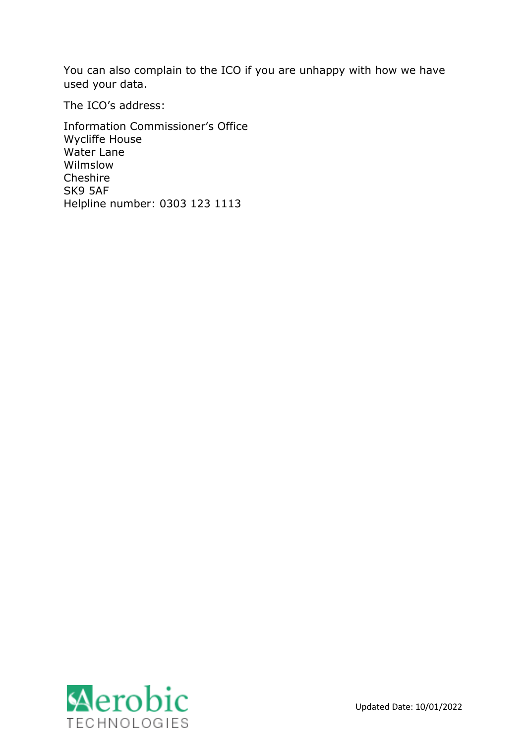You can also complain to the ICO if you are unhappy with how we have used your data.

The ICO's address:

Information Commissioner's Office
Wycliffe House
Water Lane
Wilmslow
Cheshire
SK9 5AF
Helpline number: 0303 123 1113